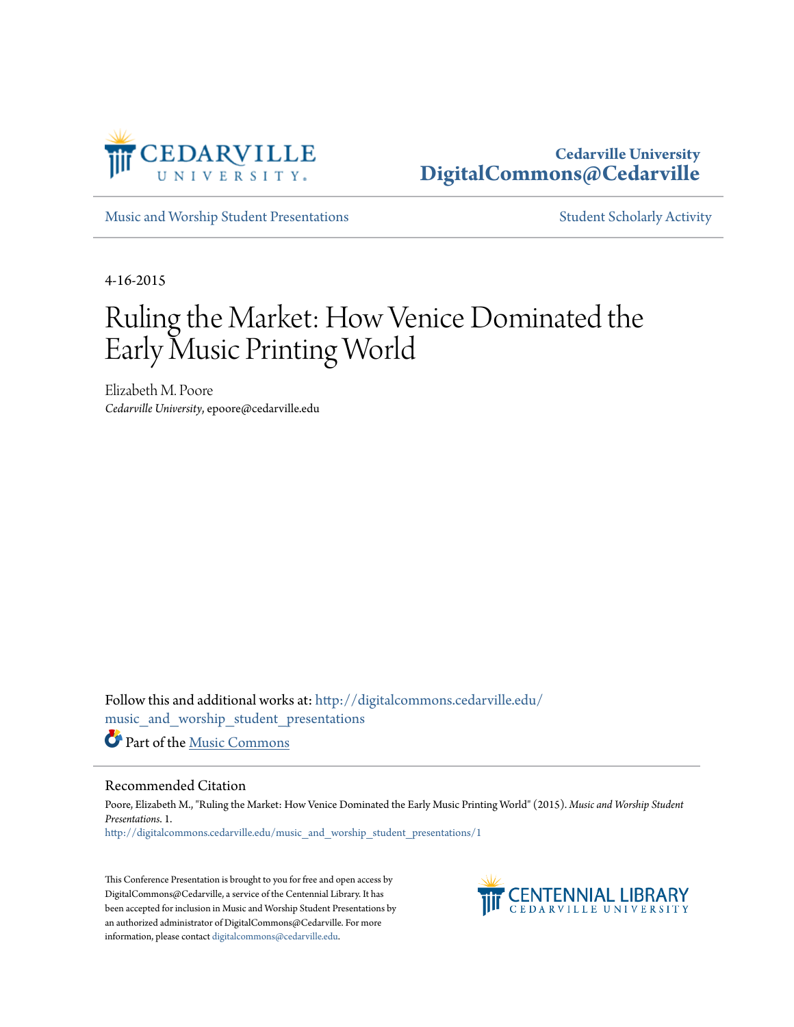Cedarville University
DigitalCommons@Cedarville

Music and Worship Student Presentations | Student Scholarly Activity

4-16-2015

# Ruling the Market: How Venice Dominated the Early Music Printing World

Elizabeth M. Poore
*Cedarville University*, epoore@cedarville.edu

Follow this and additional works at: http://digitalcommons.cedarville.edu/music_and_worship_student_presentations

Part of the Music Commons

## Recommended Citation

Poore, Elizabeth M., "Ruling the Market: How Venice Dominated the Early Music Printing World" (2015). *Music and Worship Student Presentations*. 1.
http://digitalcommons.cedarville.edu/music_and_worship_student_presentations/1

This Conference Presentation is brought to you for free and open access by DigitalCommons@Cedarville, a service of the Centennial Library. It has been accepted for inclusion in Music and Worship Student Presentations by an authorized administrator of DigitalCommons@Cedarville. For more information, please contact digitalcommons@cedarville.edu.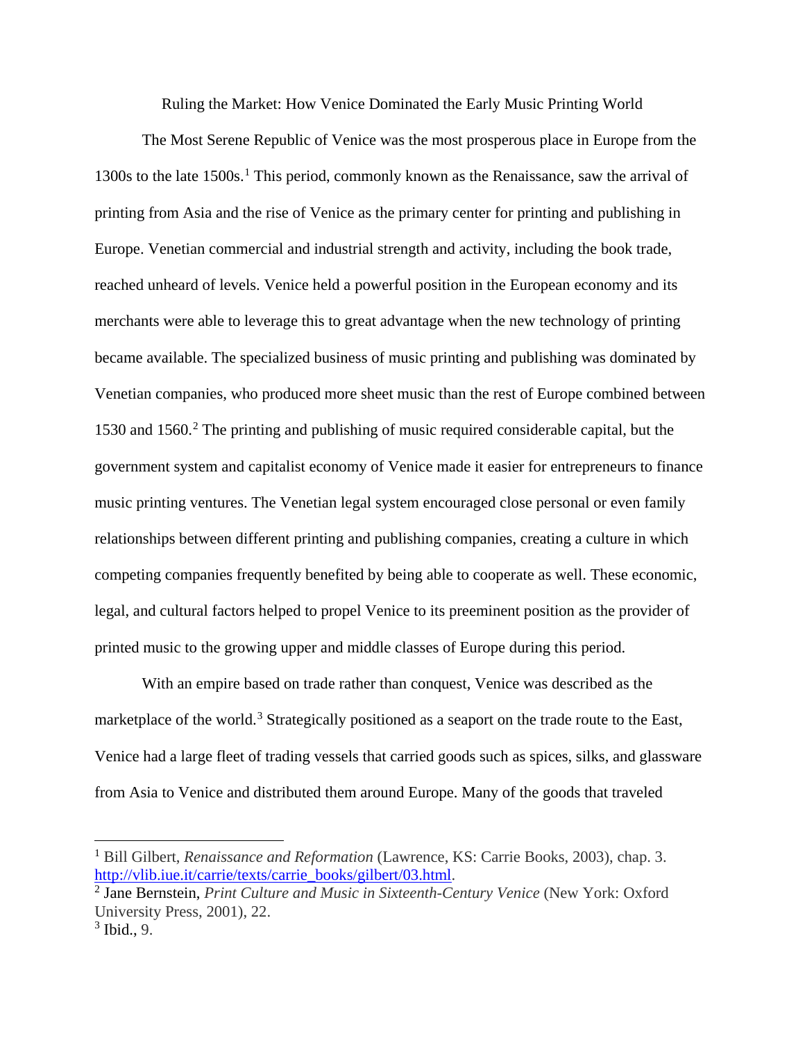Ruling the Market: How Venice Dominated the Early Music Printing World

The Most Serene Republic of Venice was the most prosperous place in Europe from the 1300s to the late 1500s.[1] This period, commonly known as the Renaissance, saw the arrival of printing from Asia and the rise of Venice as the primary center for printing and publishing in Europe. Venetian commercial and industrial strength and activity, including the book trade, reached unheard of levels. Venice held a powerful position in the European economy and its merchants were able to leverage this to great advantage when the new technology of printing became available. The specialized business of music printing and publishing was dominated by Venetian companies, who produced more sheet music than the rest of Europe combined between 1530 and 1560.[2] The printing and publishing of music required considerable capital, but the government system and capitalist economy of Venice made it easier for entrepreneurs to finance music printing ventures. The Venetian legal system encouraged close personal or even family relationships between different printing and publishing companies, creating a culture in which competing companies frequently benefited by being able to cooperate as well. These economic, legal, and cultural factors helped to propel Venice to its preeminent position as the provider of printed music to the growing upper and middle classes of Europe during this period.

With an empire based on trade rather than conquest, Venice was described as the marketplace of the world.[3] Strategically positioned as a seaport on the trade route to the East, Venice had a large fleet of trading vessels that carried goods such as spices, silks, and glassware from Asia to Venice and distributed them around Europe. Many of the goods that traveled

---

[1] Bill Gilbert, *Renaissance and Reformation* (Lawrence, KS: Carrie Books, 2003), chap. 3. http://vlib.iue.it/carrie/texts/carrie_books/gilbert/03.html.

[2] Jane Bernstein, *Print Culture and Music in Sixteenth-Century Venice* (New York: Oxford University Press, 2001), 22.

[3] Ibid., 9.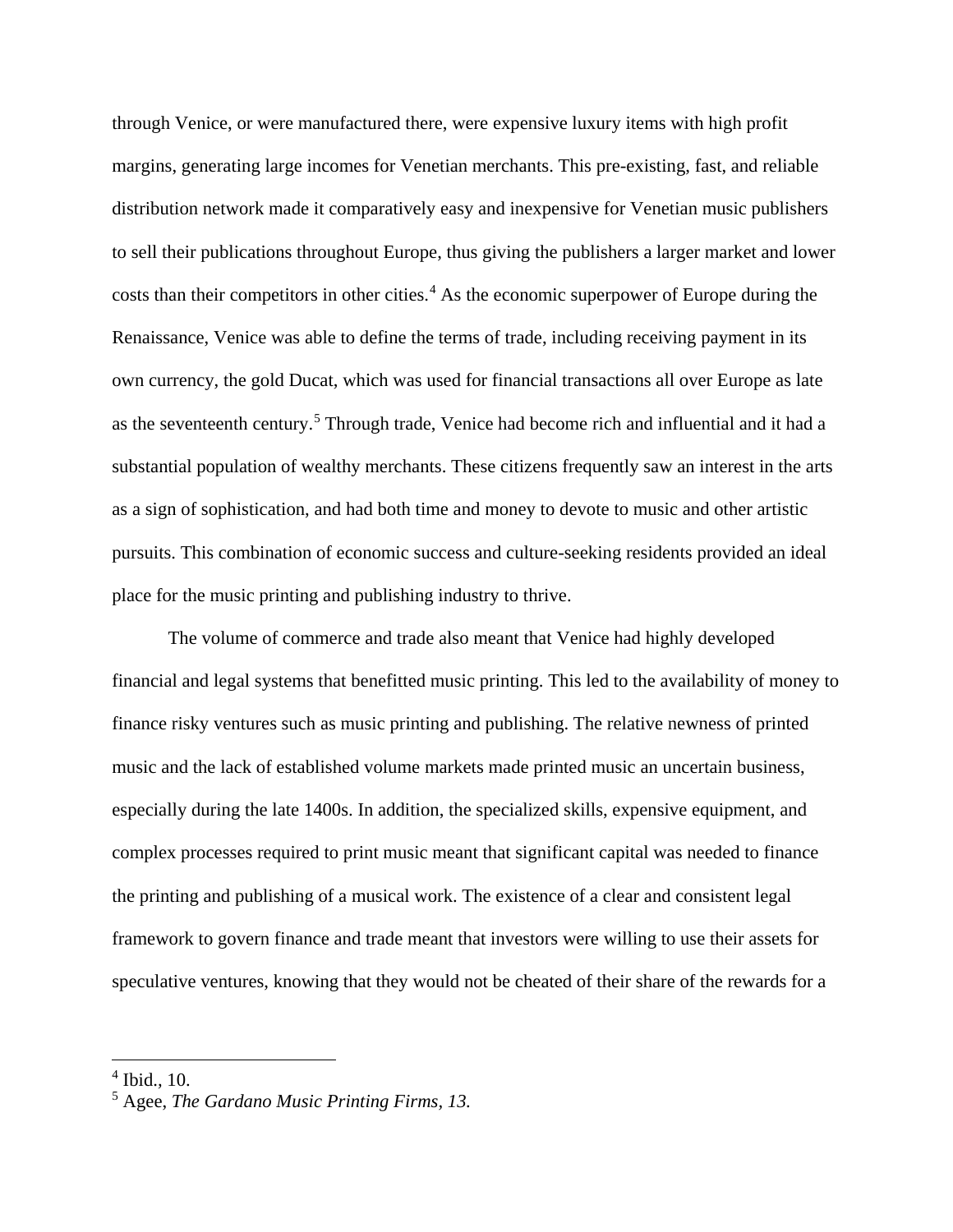through Venice, or were manufactured there, were expensive luxury items with high profit margins, generating large incomes for Venetian merchants. This pre-existing, fast, and reliable distribution network made it comparatively easy and inexpensive for Venetian music publishers to sell their publications throughout Europe, thus giving the publishers a larger market and lower costs than their competitors in other cities.[4] As the economic superpower of Europe during the Renaissance, Venice was able to define the terms of trade, including receiving payment in its own currency, the gold Ducat, which was used for financial transactions all over Europe as late as the seventeenth century.[5] Through trade, Venice had become rich and influential and it had a substantial population of wealthy merchants. These citizens frequently saw an interest in the arts as a sign of sophistication, and had both time and money to devote to music and other artistic pursuits. This combination of economic success and culture-seeking residents provided an ideal place for the music printing and publishing industry to thrive.

The volume of commerce and trade also meant that Venice had highly developed financial and legal systems that benefitted music printing. This led to the availability of money to finance risky ventures such as music printing and publishing. The relative newness of printed music and the lack of established volume markets made printed music an uncertain business, especially during the late 1400s. In addition, the specialized skills, expensive equipment, and complex processes required to print music meant that significant capital was needed to finance the printing and publishing of a musical work. The existence of a clear and consistent legal framework to govern finance and trade meant that investors were willing to use their assets for speculative ventures, knowing that they would not be cheated of their share of the rewards for a

---

[4] Ibid., 10.

[5] Agee, *The Gardano Music Printing Firms, 13.*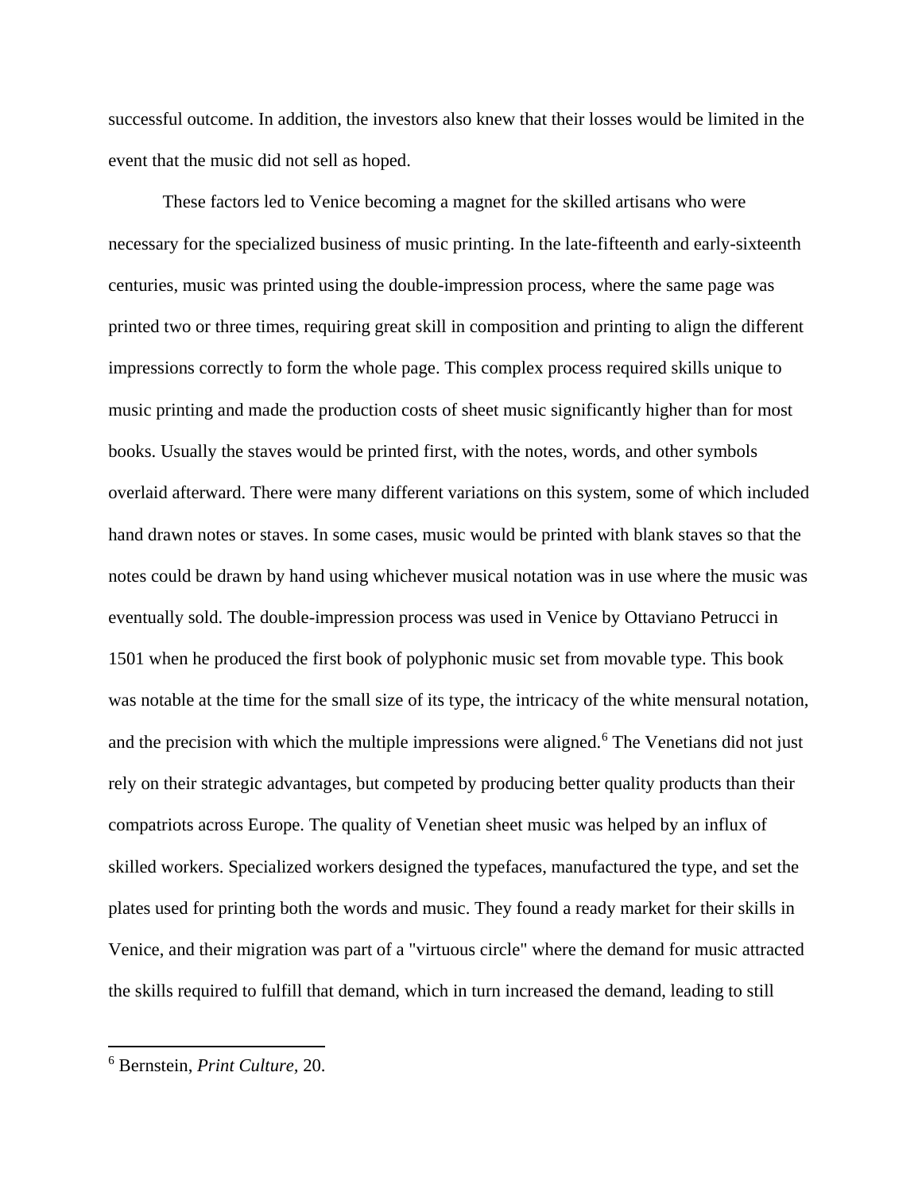successful outcome. In addition, the investors also knew that their losses would be limited in the event that the music did not sell as hoped.

These factors led to Venice becoming a magnet for the skilled artisans who were necessary for the specialized business of music printing. In the late-fifteenth and early-sixteenth centuries, music was printed using the double-impression process, where the same page was printed two or three times, requiring great skill in composition and printing to align the different impressions correctly to form the whole page. This complex process required skills unique to music printing and made the production costs of sheet music significantly higher than for most books. Usually the staves would be printed first, with the notes, words, and other symbols overlaid afterward. There were many different variations on this system, some of which included hand drawn notes or staves. In some cases, music would be printed with blank staves so that the notes could be drawn by hand using whichever musical notation was in use where the music was eventually sold. The double-impression process was used in Venice by Ottaviano Petrucci in 1501 when he produced the first book of polyphonic music set from movable type. This book was notable at the time for the small size of its type, the intricacy of the white mensural notation, and the precision with which the multiple impressions were aligned.[6] The Venetians did not just rely on their strategic advantages, but competed by producing better quality products than their compatriots across Europe. The quality of Venetian sheet music was helped by an influx of skilled workers. Specialized workers designed the typefaces, manufactured the type, and set the plates used for printing both the words and music. They found a ready market for their skills in Venice, and their migration was part of a "virtuous circle" where the demand for music attracted the skills required to fulfill that demand, which in turn increased the demand, leading to still

[6] Bernstein, *Print Culture,* 20.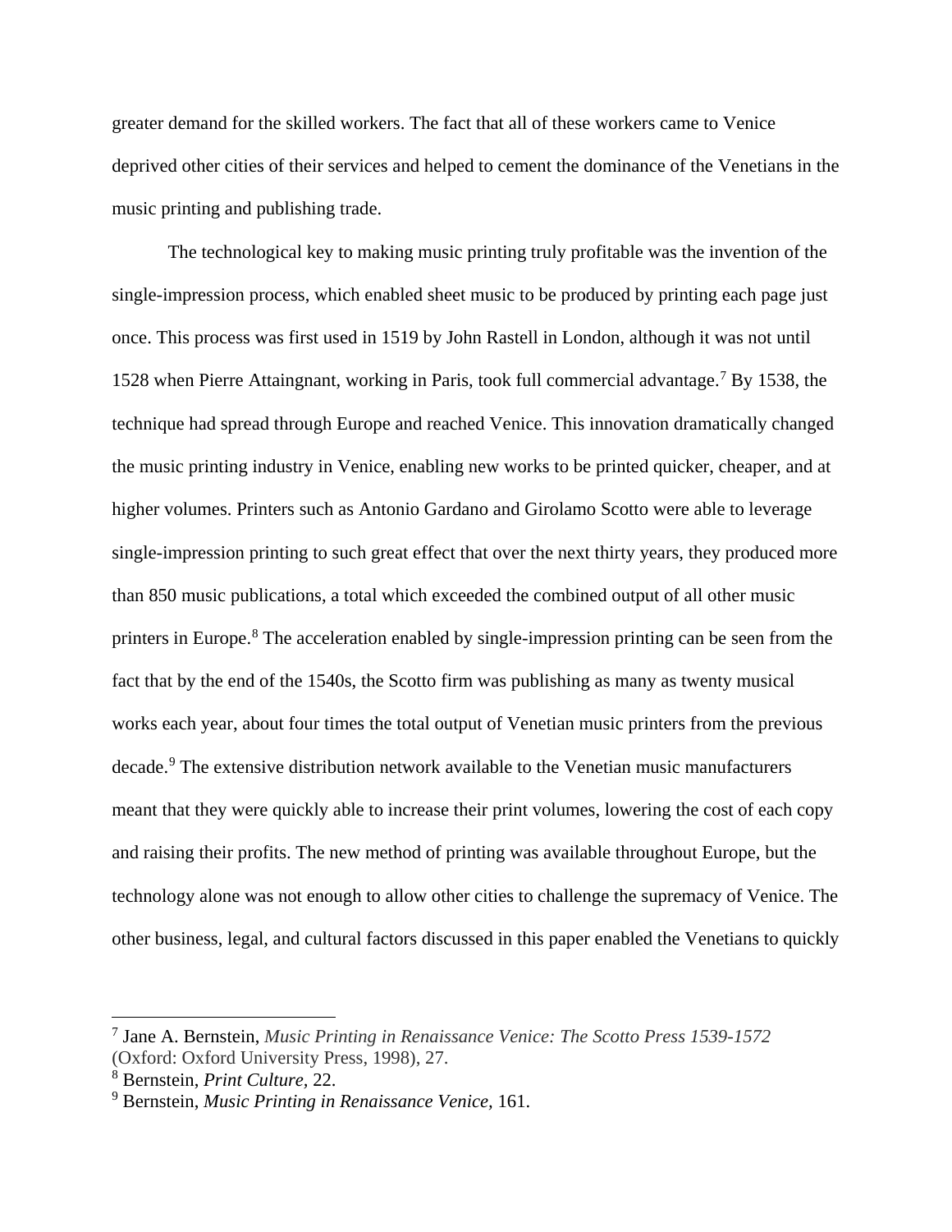greater demand for the skilled workers. The fact that all of these workers came to Venice deprived other cities of their services and helped to cement the dominance of the Venetians in the music printing and publishing trade.

The technological key to making music printing truly profitable was the invention of the single-impression process, which enabled sheet music to be produced by printing each page just once. This process was first used in 1519 by John Rastell in London, although it was not until 1528 when Pierre Attaingnant, working in Paris, took full commercial advantage.[7] By 1538, the technique had spread through Europe and reached Venice. This innovation dramatically changed the music printing industry in Venice, enabling new works to be printed quicker, cheaper, and at higher volumes. Printers such as Antonio Gardano and Girolamo Scotto were able to leverage single-impression printing to such great effect that over the next thirty years, they produced more than 850 music publications, a total which exceeded the combined output of all other music printers in Europe.[8] The acceleration enabled by single-impression printing can be seen from the fact that by the end of the 1540s, the Scotto firm was publishing as many as twenty musical works each year, about four times the total output of Venetian music printers from the previous decade.[9] The extensive distribution network available to the Venetian music manufacturers meant that they were quickly able to increase their print volumes, lowering the cost of each copy and raising their profits. The new method of printing was available throughout Europe, but the technology alone was not enough to allow other cities to challenge the supremacy of Venice. The other business, legal, and cultural factors discussed in this paper enabled the Venetians to quickly

---

[7] Jane A. Bernstein, *Music Printing in Renaissance Venice: The Scotto Press 1539-1572* (Oxford: Oxford University Press, 1998), 27.

[8] Bernstein, *Print Culture,* 22.

[9] Bernstein, *Music Printing in Renaissance Venice,* 161.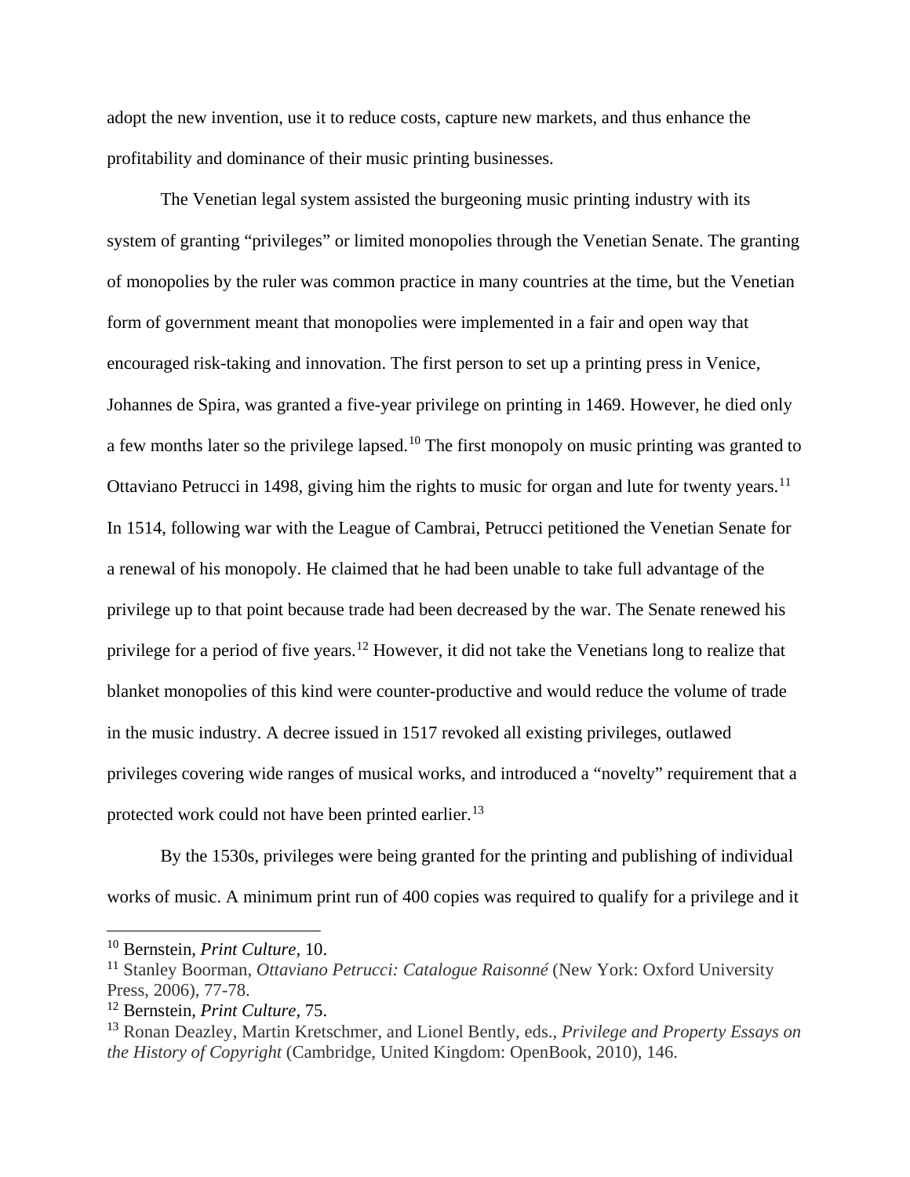adopt the new invention, use it to reduce costs, capture new markets, and thus enhance the profitability and dominance of their music printing businesses.

The Venetian legal system assisted the burgeoning music printing industry with its system of granting "privileges" or limited monopolies through the Venetian Senate. The granting of monopolies by the ruler was common practice in many countries at the time, but the Venetian form of government meant that monopolies were implemented in a fair and open way that encouraged risk-taking and innovation. The first person to set up a printing press in Venice, Johannes de Spira, was granted a five-year privilege on printing in 1469. However, he died only a few months later so the privilege lapsed.[10] The first monopoly on music printing was granted to Ottaviano Petrucci in 1498, giving him the rights to music for organ and lute for twenty years.[11] In 1514, following war with the League of Cambrai, Petrucci petitioned the Venetian Senate for a renewal of his monopoly. He claimed that he had been unable to take full advantage of the privilege up to that point because trade had been decreased by the war. The Senate renewed his privilege for a period of five years.[12] However, it did not take the Venetians long to realize that blanket monopolies of this kind were counter-productive and would reduce the volume of trade in the music industry. A decree issued in 1517 revoked all existing privileges, outlawed privileges covering wide ranges of musical works, and introduced a "novelty" requirement that a protected work could not have been printed earlier.[13]

By the 1530s, privileges were being granted for the printing and publishing of individual works of music. A minimum print run of 400 copies was required to qualify for a privilege and it

---

[10] Bernstein, *Print Culture*, 10.

[11] Stanley Boorman, *Ottaviano Petrucci: Catalogue Raisonné* (New York: Oxford University Press, 2006), 77-78.

[12] Bernstein, *Print Culture*, 75.

[13] Ronan Deazley, Martin Kretschmer, and Lionel Bently, eds., *Privilege and Property Essays on the History of Copyright* (Cambridge, United Kingdom: OpenBook, 2010), 146.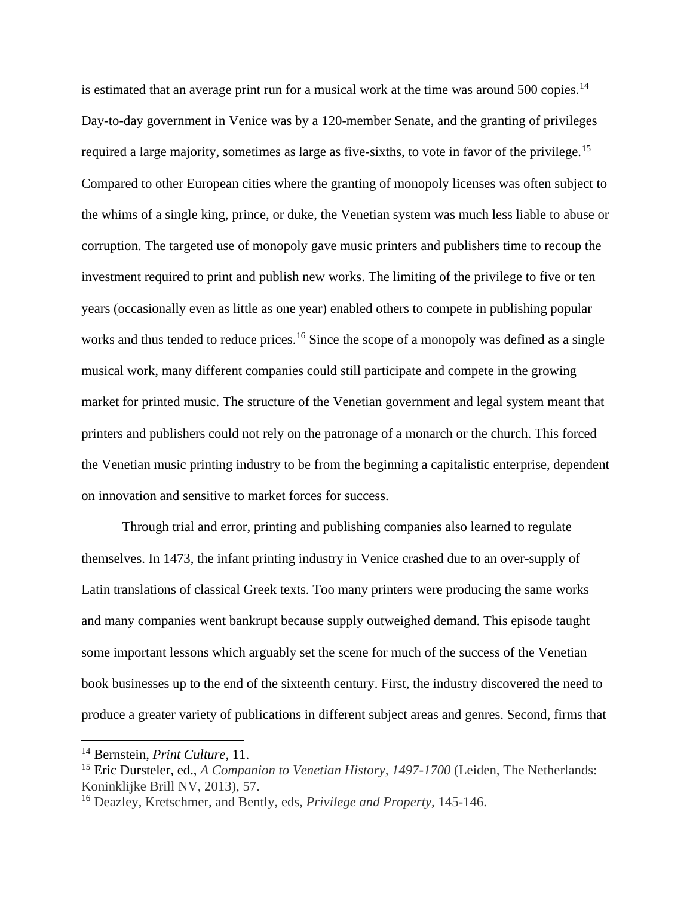is estimated that an average print run for a musical work at the time was around 500 copies.[14] Day-to-day government in Venice was by a 120-member Senate, and the granting of privileges required a large majority, sometimes as large as five-sixths, to vote in favor of the privilege.[15] Compared to other European cities where the granting of monopoly licenses was often subject to the whims of a single king, prince, or duke, the Venetian system was much less liable to abuse or corruption. The targeted use of monopoly gave music printers and publishers time to recoup the investment required to print and publish new works. The limiting of the privilege to five or ten years (occasionally even as little as one year) enabled others to compete in publishing popular works and thus tended to reduce prices.[16] Since the scope of a monopoly was defined as a single musical work, many different companies could still participate and compete in the growing market for printed music. The structure of the Venetian government and legal system meant that printers and publishers could not rely on the patronage of a monarch or the church. This forced the Venetian music printing industry to be from the beginning a capitalistic enterprise, dependent on innovation and sensitive to market forces for success.

Through trial and error, printing and publishing companies also learned to regulate themselves. In 1473, the infant printing industry in Venice crashed due to an over-supply of Latin translations of classical Greek texts. Too many printers were producing the same works and many companies went bankrupt because supply outweighed demand. This episode taught some important lessons which arguably set the scene for much of the success of the Venetian book businesses up to the end of the sixteenth century. First, the industry discovered the need to produce a greater variety of publications in different subject areas and genres. Second, firms that

---

[14] Bernstein, *Print Culture*, 11.

[15] Eric Dursteler, ed., *A Companion to Venetian History, 1497-1700* (Leiden, The Netherlands: Koninklijke Brill NV, 2013), 57.

[16] Deazley, Kretschmer, and Bently, eds, *Privilege and Property,* 145-146.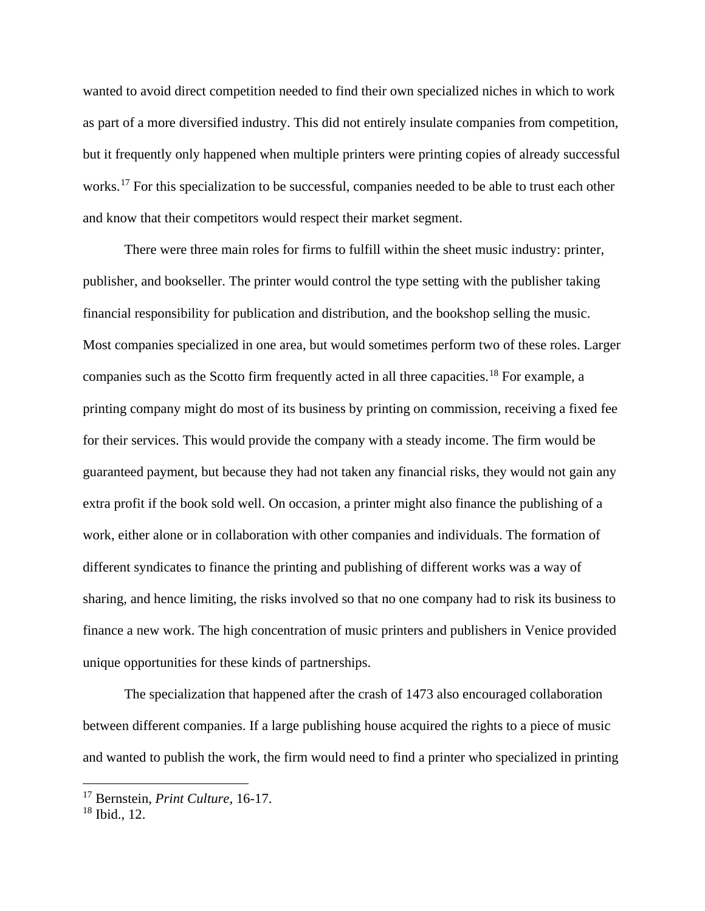wanted to avoid direct competition needed to find their own specialized niches in which to work as part of a more diversified industry. This did not entirely insulate companies from competition, but it frequently only happened when multiple printers were printing copies of already successful works.[17] For this specialization to be successful, companies needed to be able to trust each other and know that their competitors would respect their market segment.

There were three main roles for firms to fulfill within the sheet music industry: printer, publisher, and bookseller. The printer would control the type setting with the publisher taking financial responsibility for publication and distribution, and the bookshop selling the music. Most companies specialized in one area, but would sometimes perform two of these roles. Larger companies such as the Scotto firm frequently acted in all three capacities.[18] For example, a printing company might do most of its business by printing on commission, receiving a fixed fee for their services. This would provide the company with a steady income. The firm would be guaranteed payment, but because they had not taken any financial risks, they would not gain any extra profit if the book sold well. On occasion, a printer might also finance the publishing of a work, either alone or in collaboration with other companies and individuals. The formation of different syndicates to finance the printing and publishing of different works was a way of sharing, and hence limiting, the risks involved so that no one company had to risk its business to finance a new work. The high concentration of music printers and publishers in Venice provided unique opportunities for these kinds of partnerships.

The specialization that happened after the crash of 1473 also encouraged collaboration between different companies. If a large publishing house acquired the rights to a piece of music and wanted to publish the work, the firm would need to find a printer who specialized in printing

---

[17] Bernstein, *Print Culture*, 16-17.

[18] Ibid., 12.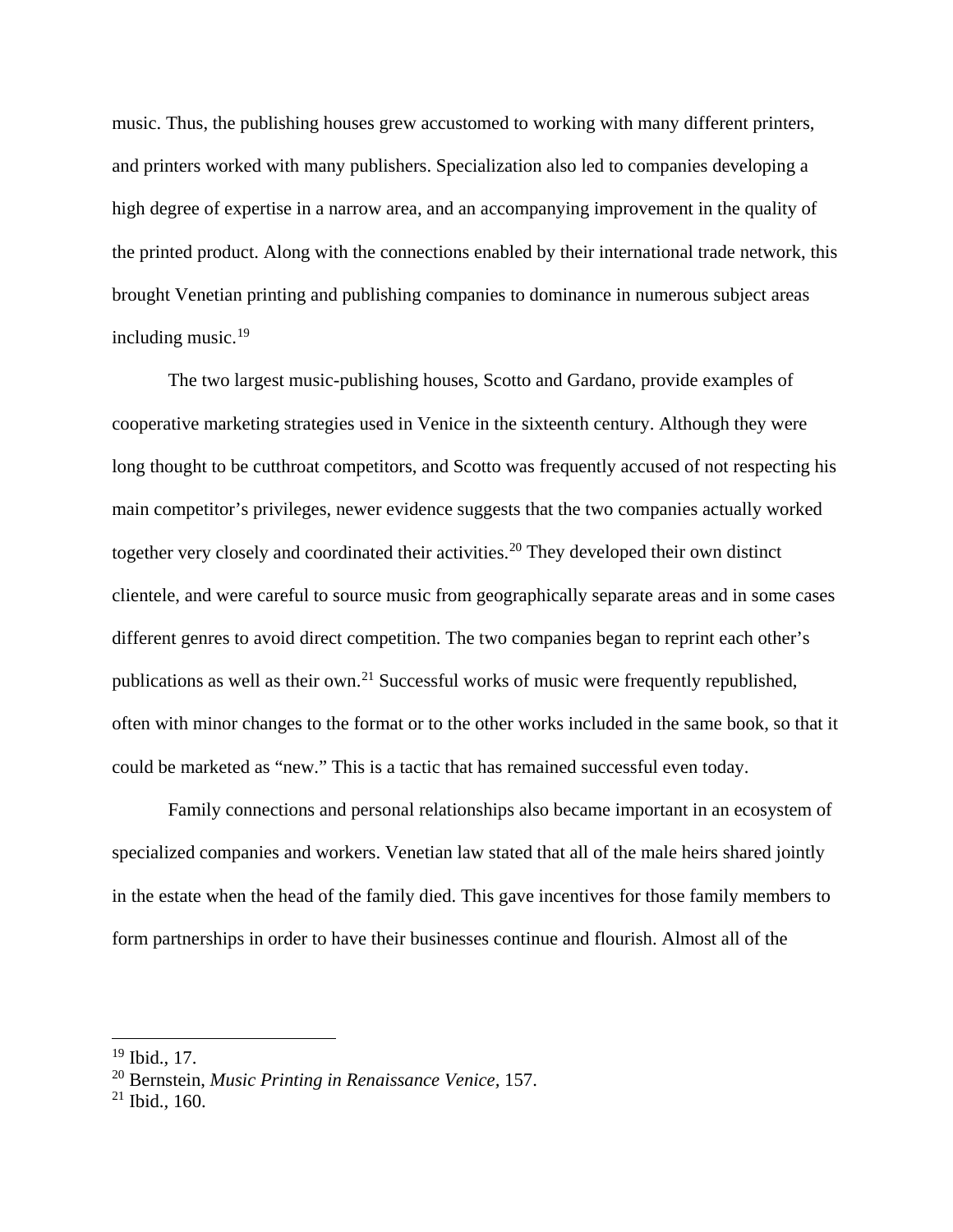music. Thus, the publishing houses grew accustomed to working with many different printers, and printers worked with many publishers. Specialization also led to companies developing a high degree of expertise in a narrow area, and an accompanying improvement in the quality of the printed product. Along with the connections enabled by their international trade network, this brought Venetian printing and publishing companies to dominance in numerous subject areas including music.[19]

The two largest music-publishing houses, Scotto and Gardano, provide examples of cooperative marketing strategies used in Venice in the sixteenth century. Although they were long thought to be cutthroat competitors, and Scotto was frequently accused of not respecting his main competitor's privileges, newer evidence suggests that the two companies actually worked together very closely and coordinated their activities.[20] They developed their own distinct clientele, and were careful to source music from geographically separate areas and in some cases different genres to avoid direct competition. The two companies began to reprint each other's publications as well as their own.[21] Successful works of music were frequently republished, often with minor changes to the format or to the other works included in the same book, so that it could be marketed as "new." This is a tactic that has remained successful even today.

Family connections and personal relationships also became important in an ecosystem of specialized companies and workers. Venetian law stated that all of the male heirs shared jointly in the estate when the head of the family died. This gave incentives for those family members to form partnerships in order to have their businesses continue and flourish. Almost all of the

---

[19] Ibid., 17.

[20] Bernstein, *Music Printing in Renaissance Venice,* 157.

[21] Ibid., 160.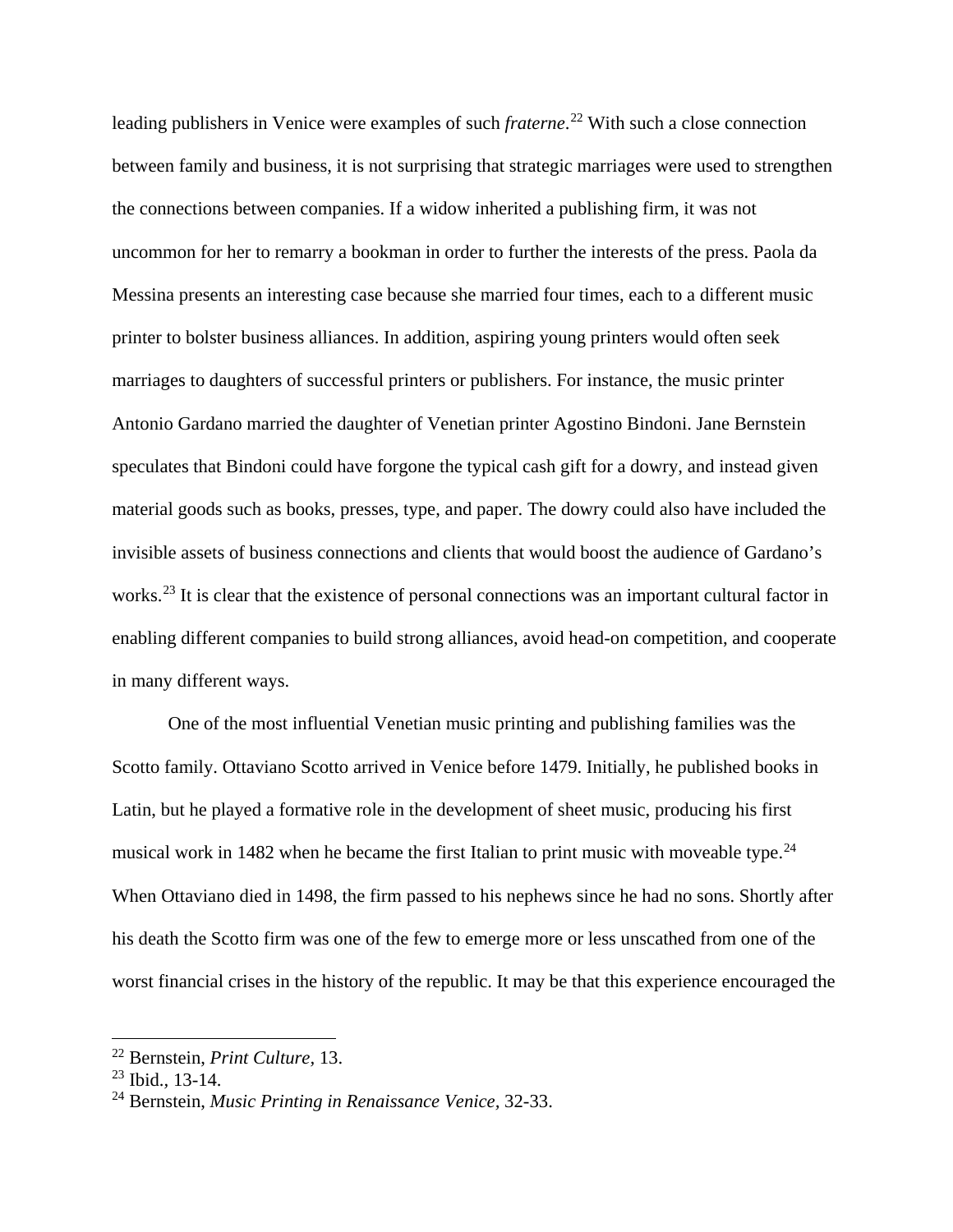leading publishers in Venice were examples of such *fraterne*.[22] With such a close connection between family and business, it is not surprising that strategic marriages were used to strengthen the connections between companies. If a widow inherited a publishing firm, it was not uncommon for her to remarry a bookman in order to further the interests of the press. Paola da Messina presents an interesting case because she married four times, each to a different music printer to bolster business alliances. In addition, aspiring young printers would often seek marriages to daughters of successful printers or publishers. For instance, the music printer Antonio Gardano married the daughter of Venetian printer Agostino Bindoni. Jane Bernstein speculates that Bindoni could have forgone the typical cash gift for a dowry, and instead given material goods such as books, presses, type, and paper. The dowry could also have included the invisible assets of business connections and clients that would boost the audience of Gardano's works.[23] It is clear that the existence of personal connections was an important cultural factor in enabling different companies to build strong alliances, avoid head-on competition, and cooperate in many different ways.

One of the most influential Venetian music printing and publishing families was the Scotto family. Ottaviano Scotto arrived in Venice before 1479. Initially, he published books in Latin, but he played a formative role in the development of sheet music, producing his first musical work in 1482 when he became the first Italian to print music with moveable type.[24] When Ottaviano died in 1498, the firm passed to his nephews since he had no sons. Shortly after his death the Scotto firm was one of the few to emerge more or less unscathed from one of the worst financial crises in the history of the republic. It may be that this experience encouraged the

---

[22] Bernstein, *Print Culture*, 13.

[23] Ibid., 13-14.

[24] Bernstein, *Music Printing in Renaissance Venice*, 32-33.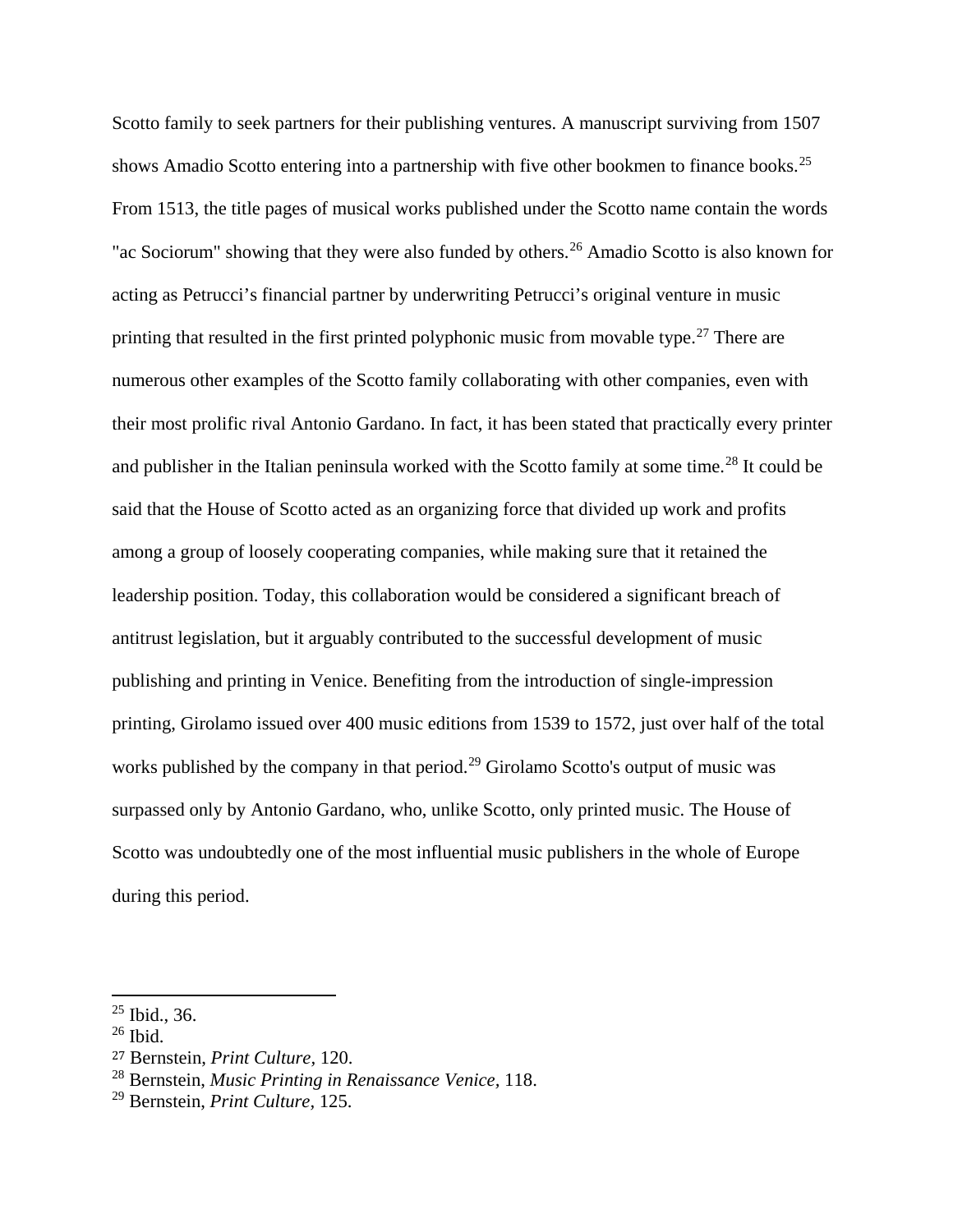Scotto family to seek partners for their publishing ventures. A manuscript surviving from 1507 shows Amadio Scotto entering into a partnership with five other bookmen to finance books.[25] From 1513, the title pages of musical works published under the Scotto name contain the words "ac Sociorum" showing that they were also funded by others.[26] Amadio Scotto is also known for acting as Petrucci's financial partner by underwriting Petrucci's original venture in music printing that resulted in the first printed polyphonic music from movable type.[27] There are numerous other examples of the Scotto family collaborating with other companies, even with their most prolific rival Antonio Gardano. In fact, it has been stated that practically every printer and publisher in the Italian peninsula worked with the Scotto family at some time.[28] It could be said that the House of Scotto acted as an organizing force that divided up work and profits among a group of loosely cooperating companies, while making sure that it retained the leadership position. Today, this collaboration would be considered a significant breach of antitrust legislation, but it arguably contributed to the successful development of music publishing and printing in Venice. Benefiting from the introduction of single-impression printing, Girolamo issued over 400 music editions from 1539 to 1572, just over half of the total works published by the company in that period.[29] Girolamo Scotto's output of music was surpassed only by Antonio Gardano, who, unlike Scotto, only printed music. The House of Scotto was undoubtedly one of the most influential music publishers in the whole of Europe during this period.

---

[25] Ibid., 36.
[26] Ibid.
[27] Bernstein, *Print Culture,* 120.
[28] Bernstein, *Music Printing in Renaissance Venice,* 118.
[29] Bernstein, *Print Culture,* 125.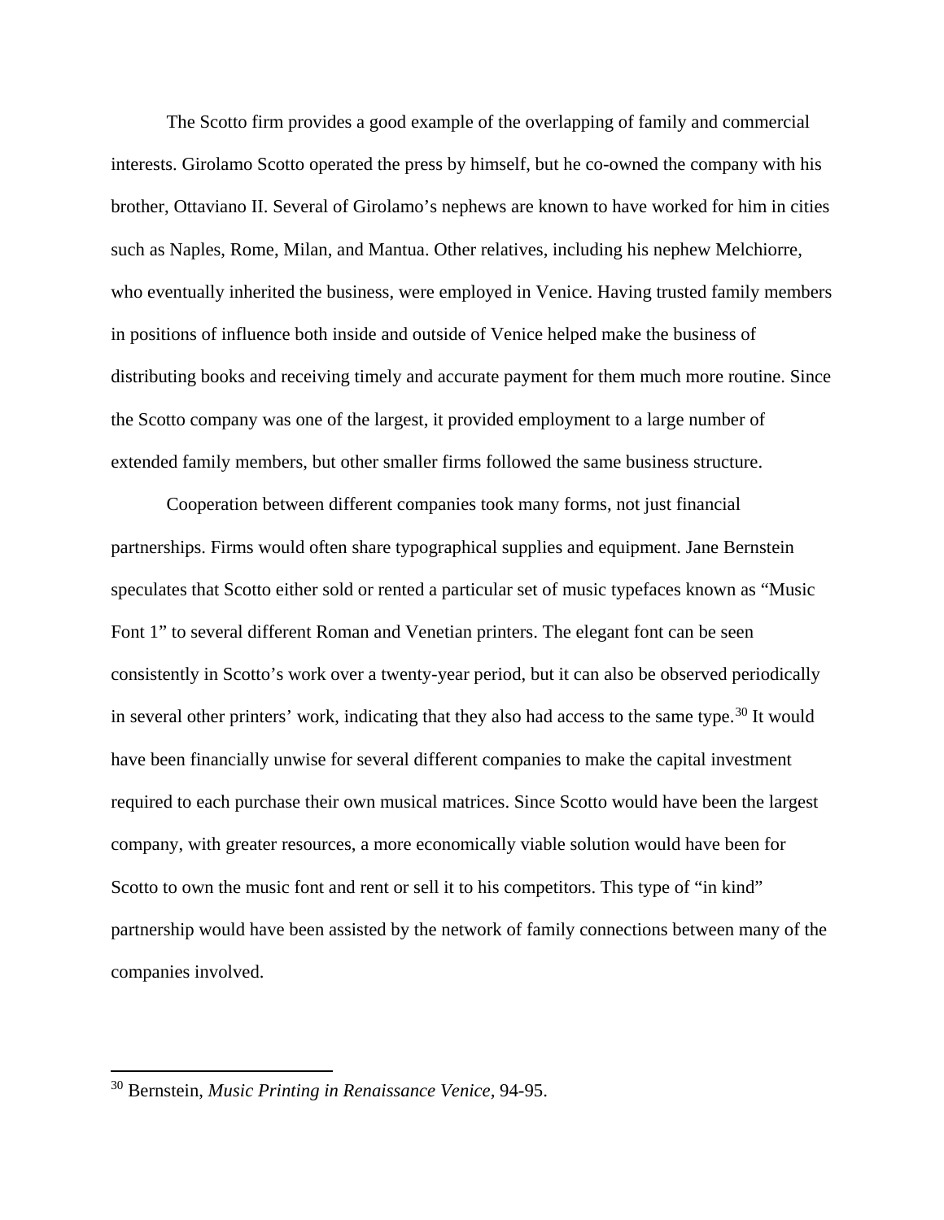The Scotto firm provides a good example of the overlapping of family and commercial interests. Girolamo Scotto operated the press by himself, but he co-owned the company with his brother, Ottaviano II. Several of Girolamo's nephews are known to have worked for him in cities such as Naples, Rome, Milan, and Mantua. Other relatives, including his nephew Melchiorre, who eventually inherited the business, were employed in Venice. Having trusted family members in positions of influence both inside and outside of Venice helped make the business of distributing books and receiving timely and accurate payment for them much more routine. Since the Scotto company was one of the largest, it provided employment to a large number of extended family members, but other smaller firms followed the same business structure.

Cooperation between different companies took many forms, not just financial partnerships. Firms would often share typographical supplies and equipment. Jane Bernstein speculates that Scotto either sold or rented a particular set of music typefaces known as "Music Font 1" to several different Roman and Venetian printers. The elegant font can be seen consistently in Scotto's work over a twenty-year period, but it can also be observed periodically in several other printers' work, indicating that they also had access to the same type.[30] It would have been financially unwise for several different companies to make the capital investment required to each purchase their own musical matrices. Since Scotto would have been the largest company, with greater resources, a more economically viable solution would have been for Scotto to own the music font and rent or sell it to his competitors. This type of "in kind" partnership would have been assisted by the network of family connections between many of the companies involved.

[30] Bernstein, *Music Printing in Renaissance Venice*, 94-95.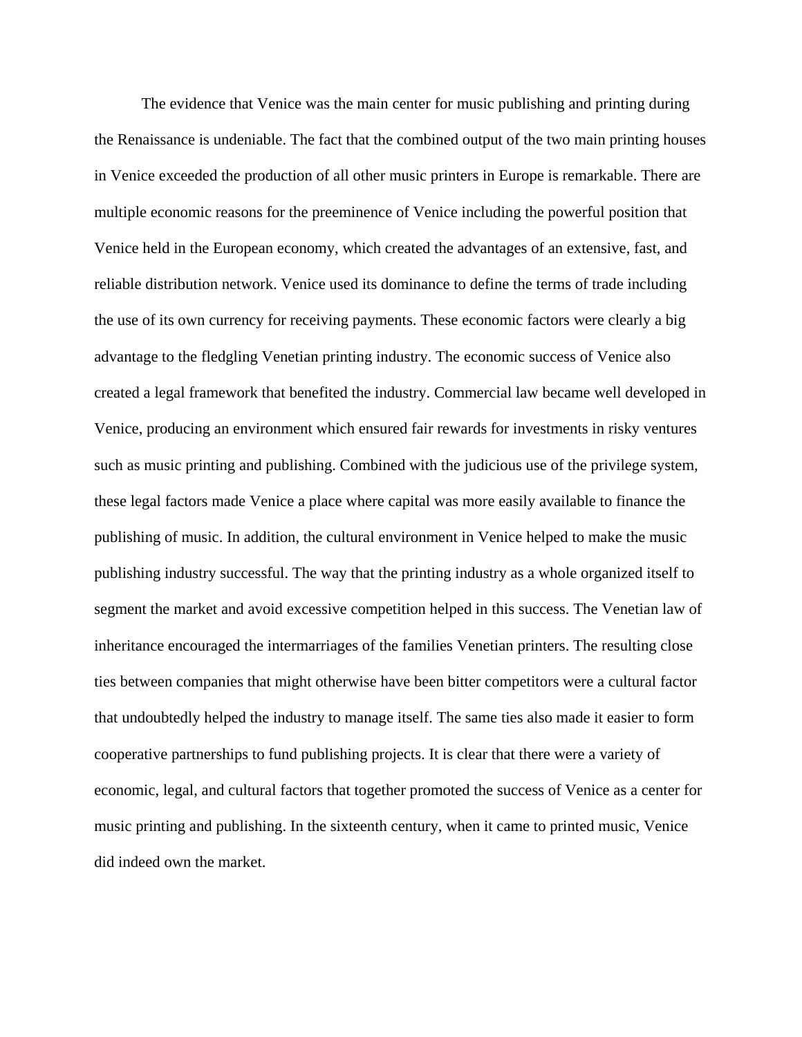The evidence that Venice was the main center for music publishing and printing during the Renaissance is undeniable. The fact that the combined output of the two main printing houses in Venice exceeded the production of all other music printers in Europe is remarkable. There are multiple economic reasons for the preeminence of Venice including the powerful position that Venice held in the European economy, which created the advantages of an extensive, fast, and reliable distribution network. Venice used its dominance to define the terms of trade including the use of its own currency for receiving payments. These economic factors were clearly a big advantage to the fledgling Venetian printing industry. The economic success of Venice also created a legal framework that benefited the industry. Commercial law became well developed in Venice, producing an environment which ensured fair rewards for investments in risky ventures such as music printing and publishing. Combined with the judicious use of the privilege system, these legal factors made Venice a place where capital was more easily available to finance the publishing of music. In addition, the cultural environment in Venice helped to make the music publishing industry successful. The way that the printing industry as a whole organized itself to segment the market and avoid excessive competition helped in this success. The Venetian law of inheritance encouraged the intermarriages of the families Venetian printers. The resulting close ties between companies that might otherwise have been bitter competitors were a cultural factor that undoubtedly helped the industry to manage itself. The same ties also made it easier to form cooperative partnerships to fund publishing projects. It is clear that there were a variety of economic, legal, and cultural factors that together promoted the success of Venice as a center for music printing and publishing. In the sixteenth century, when it came to printed music, Venice did indeed own the market.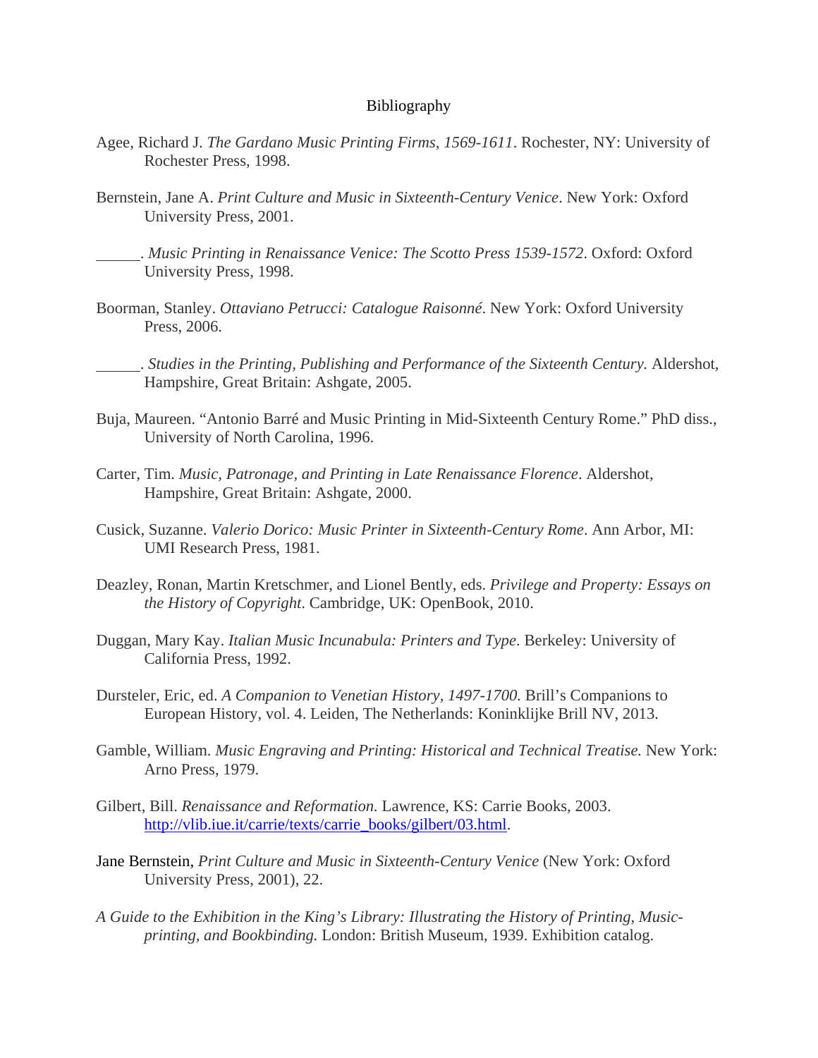# Bibliography

Agee, Richard J. *The Gardano Music Printing Firms, 1569-1611*. Rochester, NY: University of Rochester Press, 1998.

Bernstein, Jane A. *Print Culture and Music in Sixteenth-Century Venice*. New York: Oxford University Press, 2001.

\_\_\_\_\_\_. *Music Printing in Renaissance Venice: The Scotto Press 1539-1572*. Oxford: Oxford University Press, 1998.

Boorman, Stanley. *Ottaviano Petrucci: Catalogue Raisonné.* New York: Oxford University Press, 2006.

\_\_\_\_\_\_. *Studies in the Printing, Publishing and Performance of the Sixteenth Century.* Aldershot, Hampshire, Great Britain: Ashgate, 2005.

Buja, Maureen. "Antonio Barré and Music Printing in Mid-Sixteenth Century Rome." PhD diss., University of North Carolina, 1996.

Carter, Tim. *Music, Patronage, and Printing in Late Renaissance Florence*. Aldershot, Hampshire, Great Britain: Ashgate, 2000.

Cusick, Suzanne. *Valerio Dorico: Music Printer in Sixteenth-Century Rome*. Ann Arbor, MI: UMI Research Press, 1981.

Deazley, Ronan, Martin Kretschmer, and Lionel Bently, eds. *Privilege and Property: Essays on the History of Copyright*. Cambridge, UK: OpenBook, 2010.

Duggan, Mary Kay. *Italian Music Incunabula: Printers and Type.* Berkeley: University of California Press, 1992.

Dursteler, Eric, ed. *A Companion to Venetian History, 1497-1700.* Brill's Companions to European History, vol. 4. Leiden, The Netherlands: Koninklijke Brill NV, 2013.

Gamble, William. *Music Engraving and Printing: Historical and Technical Treatise.* New York: Arno Press, 1979.

Gilbert, Bill. *Renaissance and Reformation.* Lawrence, KS: Carrie Books, 2003. http://vlib.iue.it/carrie/texts/carrie_books/gilbert/03.html.

Jane Bernstein, *Print Culture and Music in Sixteenth-Century Venice* (New York: Oxford University Press, 2001), 22.

*A Guide to the Exhibition in the King's Library: Illustrating the History of Printing, Music-printing, and Bookbinding.* London: British Museum, 1939. Exhibition catalog.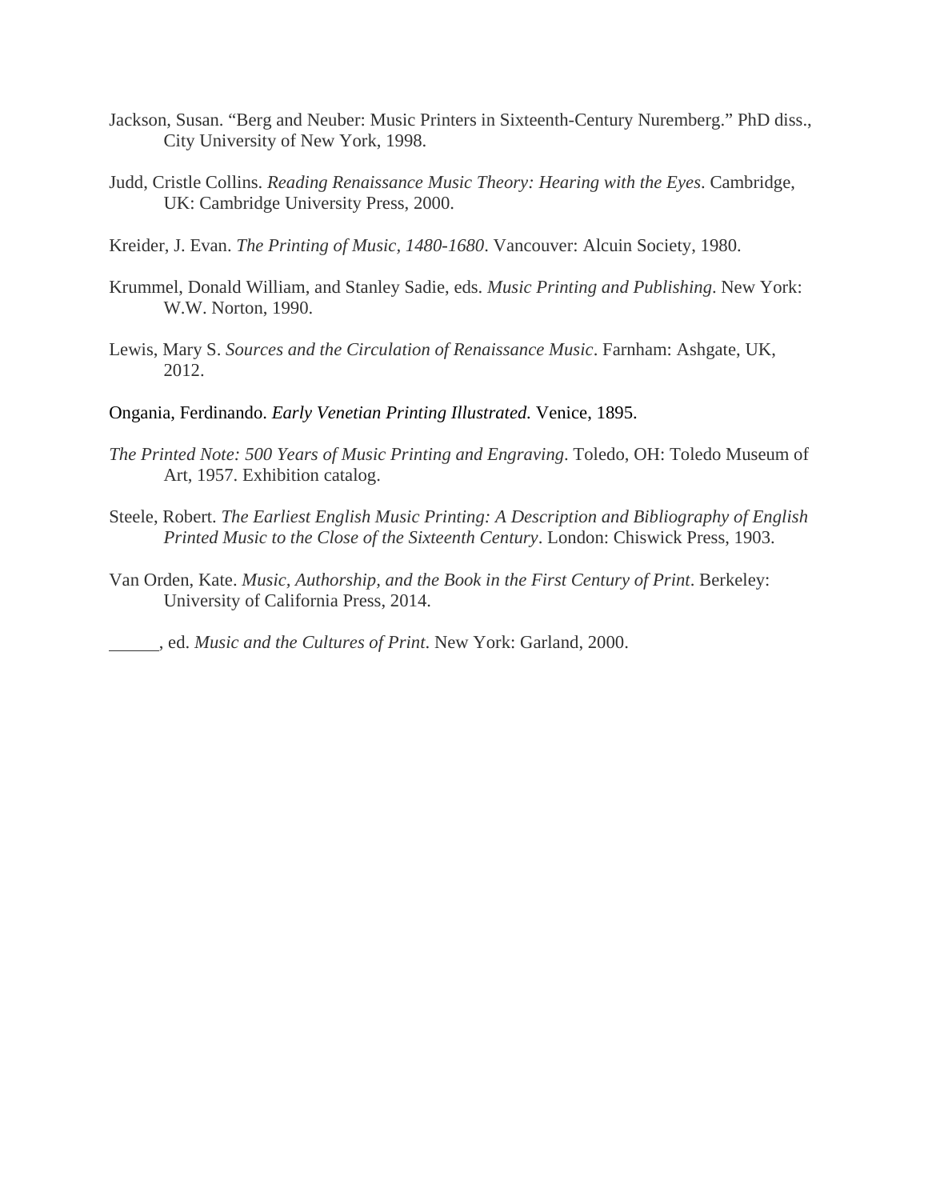Jackson, Susan. "Berg and Neuber: Music Printers in Sixteenth-Century Nuremberg." PhD diss., City University of New York, 1998.

Judd, Cristle Collins. *Reading Renaissance Music Theory: Hearing with the Eyes*. Cambridge, UK: Cambridge University Press, 2000.

Kreider, J. Evan. *The Printing of Music, 1480-1680*. Vancouver: Alcuin Society, 1980.

Krummel, Donald William, and Stanley Sadie, eds. *Music Printing and Publishing*. New York: W.W. Norton, 1990.

Lewis, Mary S. *Sources and the Circulation of Renaissance Music*. Farnham: Ashgate, UK, 2012.

Ongania, Ferdinando. *Early Venetian Printing Illustrated.* Venice, 1895.

*The Printed Note: 500 Years of Music Printing and Engraving*. Toledo, OH: Toledo Museum of Art, 1957. Exhibition catalog.

Steele, Robert. *The Earliest English Music Printing: A Description and Bibliography of English Printed Music to the Close of the Sixteenth Century*. London: Chiswick Press, 1903.

Van Orden, Kate. *Music, Authorship, and the Book in the First Century of Print*. Berkeley: University of California Press, 2014.

______, ed. *Music and the Cultures of Print*. New York: Garland, 2000.